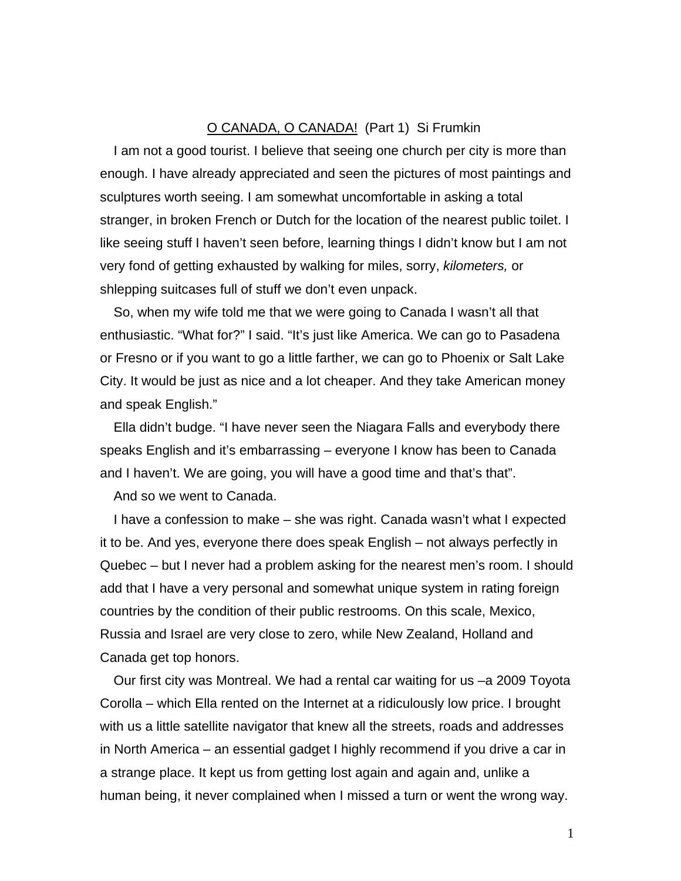# <u>O CANADA, O CANADA!</u> (Part 1) Si Frumkin

I am not a good tourist. I believe that seeing one church per city is more than enough. I have already appreciated and seen the pictures of most paintings and sculptures worth seeing. I am somewhat uncomfortable in asking a total stranger, in broken French or Dutch for the location of the nearest public toilet. I like seeing stuff I haven't seen before, learning things I didn't know but I am not very fond of getting exhausted by walking for miles, sorry, *kilometers,* or shlepping suitcases full of stuff we don't even unpack.

So, when my wife told me that we were going to Canada I wasn't all that enthusiastic. "What for?" I said. "It's just like America. We can go to Pasadena or Fresno or if you want to go a little farther, we can go to Phoenix or Salt Lake City. It would be just as nice and a lot cheaper. And they take American money and speak English."

Ella didn't budge. "I have never seen the Niagara Falls and everybody there speaks English and it's embarrassing – everyone I know has been to Canada and I haven't. We are going, you will have a good time and that's that".

And so we went to Canada.

I have a confession to make – she was right. Canada wasn't what I expected it to be. And yes, everyone there does speak English – not always perfectly in Quebec – but I never had a problem asking for the nearest men's room. I should add that I have a very personal and somewhat unique system in rating foreign countries by the condition of their public restrooms. On this scale, Mexico, Russia and Israel are very close to zero, while New Zealand, Holland and Canada get top honors.

Our first city was Montreal. We had a rental car waiting for us –a 2009 Toyota Corolla – which Ella rented on the Internet at a ridiculously low price. I brought with us a little satellite navigator that knew all the streets, roads and addresses in North America – an essential gadget I highly recommend if you drive a car in a strange place. It kept us from getting lost again and again and, unlike a human being, it never complained when I missed a turn or went the wrong way.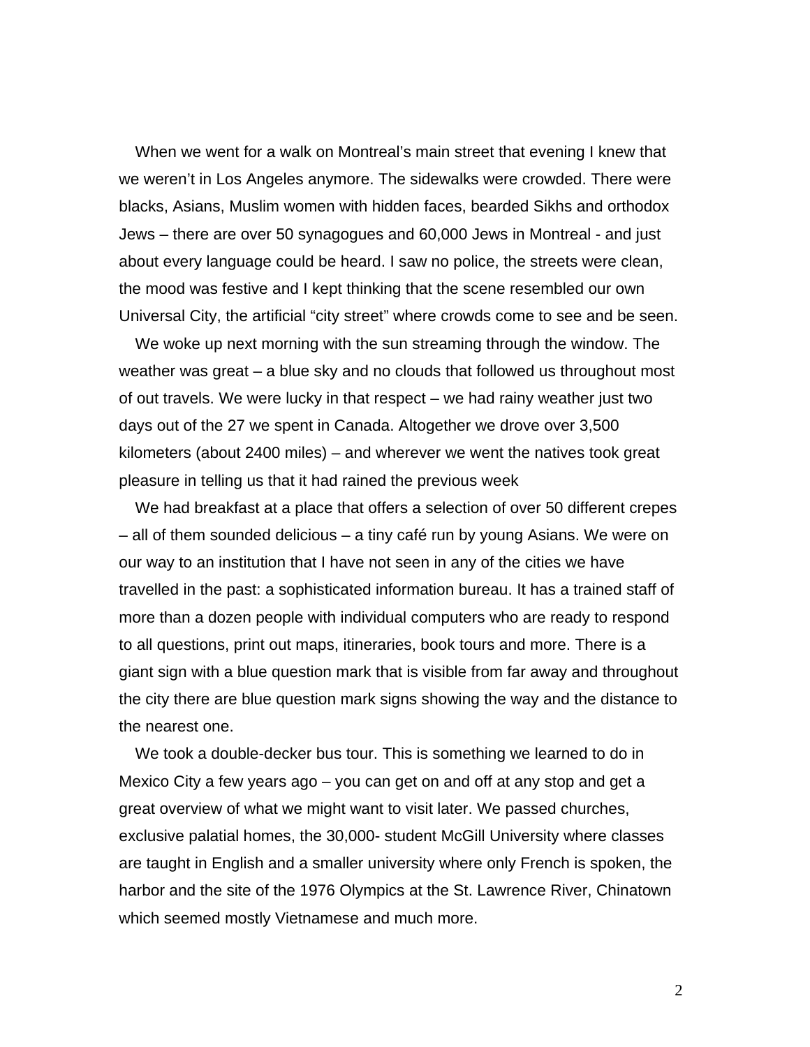When we went for a walk on Montreal's main street that evening I knew that we weren't in Los Angeles anymore. The sidewalks were crowded. There were blacks, Asians, Muslim women with hidden faces, bearded Sikhs and orthodox Jews – there are over 50 synagogues and 60,000 Jews in Montreal - and just about every language could be heard. I saw no police, the streets were clean, the mood was festive and I kept thinking that the scene resembled our own Universal City, the artificial "city street" where crowds come to see and be seen.

We woke up next morning with the sun streaming through the window. The weather was great – a blue sky and no clouds that followed us throughout most of out travels. We were lucky in that respect – we had rainy weather just two days out of the 27 we spent in Canada. Altogether we drove over 3,500 kilometers (about 2400 miles) – and wherever we went the natives took great pleasure in telling us that it had rained the previous week

We had breakfast at a place that offers a selection of over 50 different crepes – all of them sounded delicious – a tiny café run by young Asians. We were on our way to an institution that I have not seen in any of the cities we have travelled in the past: a sophisticated information bureau. It has a trained staff of more than a dozen people with individual computers who are ready to respond to all questions, print out maps, itineraries, book tours and more. There is a giant sign with a blue question mark that is visible from far away and throughout the city there are blue question mark signs showing the way and the distance to the nearest one.

We took a double-decker bus tour. This is something we learned to do in Mexico City a few years ago – you can get on and off at any stop and get a great overview of what we might want to visit later. We passed churches, exclusive palatial homes, the 30,000- student McGill University where classes are taught in English and a smaller university where only French is spoken, the harbor and the site of the 1976 Olympics at the St. Lawrence River, Chinatown which seemed mostly Vietnamese and much more.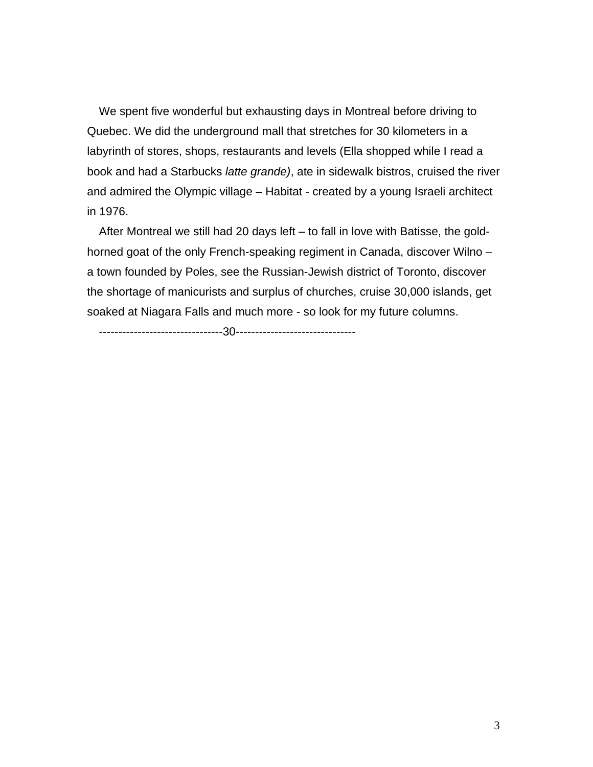We spent five wonderful but exhausting days in Montreal before driving to Quebec. We did the underground mall that stretches for 30 kilometers in a labyrinth of stores, shops, restaurants and levels (Ella shopped while I read a book and had a Starbucks *latte grande)*, ate in sidewalk bistros, cruised the river and admired the Olympic village – Habitat - created by a young Israeli architect in 1976.

After Montreal we still had 20 days left – to fall in love with Batisse, the gold-horned goat of the only French-speaking regiment in Canada, discover Wilno – a town founded by Poles, see the Russian-Jewish district of Toronto, discover the shortage of manicurists and surplus of churches, cruise 30,000 islands, get soaked at Niagara Falls and much more - so look for my future columns.

--------------------------------30-------------------------------